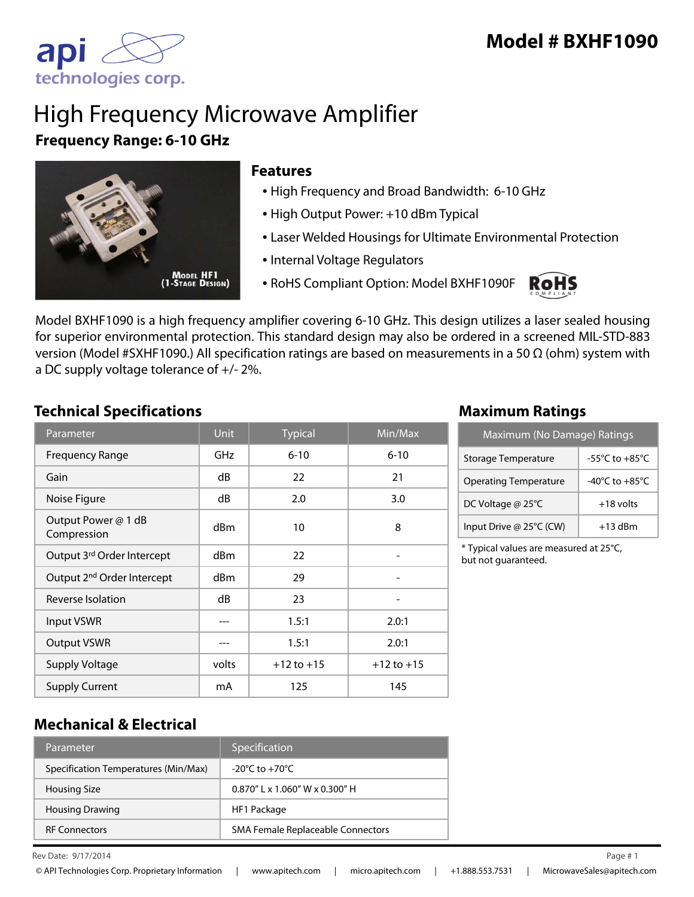# Model # BXHF1090

# High Frequency Microwave Amplifier

**Frequency Range: 6-10 GHz**

Model HF1 (1-Stage Design)

## Features

- High Frequency and Broad Bandwidth: 6-10 GHz
- High Output Power: +10 dBm Typical
- Laser Welded Housings for Ultimate Environmental Protection
- Internal Voltage Regulators
- RoHS Compliant Option: Model BXHF1090F

Model BXHF1090 is a high frequency amplifier covering 6-10 GHz. This design utilizes a laser sealed housing for superior environmental protection. This standard design may also be ordered in a screened MIL-STD-883 version (Model #SXHF1090.) All specification ratings are based on measurements in a 50 Ω (ohm) system with a DC supply voltage tolerance of +/- 2%.

## Technical Specifications

| Parameter | Unit | Typical | Min/Max |
|---|---|---|---|
| Frequency Range | GHz | 6-10 | 6-10 |
| Gain | dB | 22 | 21 |
| Noise Figure | dB | 2.0 | 3.0 |
| Output Power @ 1 dB Compression | dBm | 10 | 8 |
| Output 3rd Order Intercept | dBm | 22 | - |
| Output 2nd Order Intercept | dBm | 29 | - |
| Reverse Isolation | dB | 23 | - |
| Input VSWR | --- | 1.5:1 | 2.0:1 |
| Output VSWR | --- | 1.5:1 | 2.0:1 |
| Supply Voltage | volts | +12 to +15 | +12 to +15 |
| Supply Current | mA | 125 | 145 |

## Maximum Ratings

| Maximum (No Damage) Ratings | |
|---|---|
| Storage Temperature | -55°C to +85°C |
| Operating Temperature | -40°C to +85°C |
| DC Voltage @ 25°C | +18 volts |
| Input Drive @ 25°C (CW) | +13 dBm |

* Typical values are measured at 25°C, but not guaranteed.

## Mechanical & Electrical

| Parameter | Specification |
|---|---|
| Specification Temperatures (Min/Max) | -20°C to +70°C |
| Housing Size | 0.870" L x 1.060" W x 0.300" H |
| Housing Drawing | HF1 Package |
| RF Connectors | SMA Female Replaceable Connectors |

Rev Date: 9/17/2014

© API Technologies Corp. Proprietary Information | www.apitech.com | micro.apitech.com | +1.888.553.7531 | MicrowaveSales@apitech.com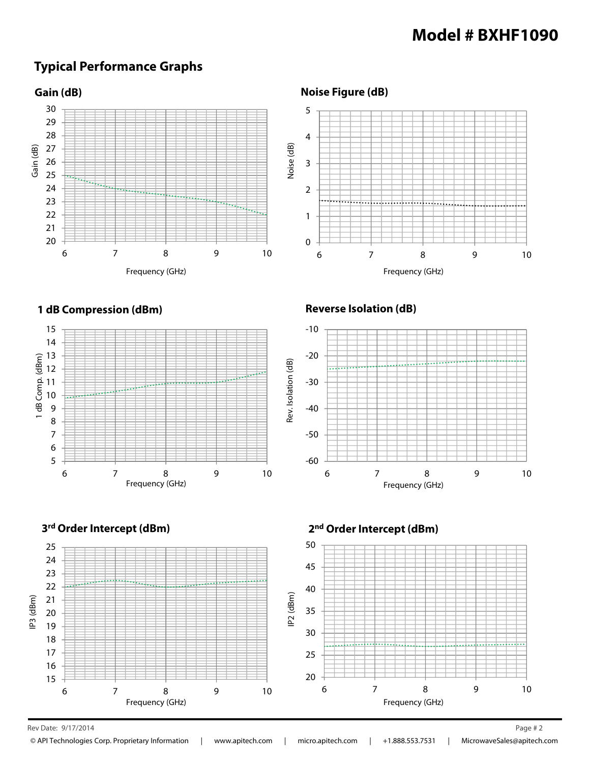# Model # BXHF1090

## Typical Performance Graphs

### Gain (dB)

Gain (dB)

Frequency (GHz)

### Noise Figure (dB)

Noise (dB)

Frequency (GHz)

### 1 dB Compression (dBm)

1 dB Comp. (dBm)

Frequency (GHz)

### Reverse Isolation (dB)

Rev. Isolation (dB)

Frequency (GHz)

### 3rd Order Intercept (dBm)

IP3 (dBm)

Frequency (GHz)

### 2nd Order Intercept (dBm)

IP2 (dBm)

Frequency (GHz)

Rev Date: 9/17/2014

© API Technologies Corp. Proprietary Information | www.apitech.com | micro.apitech.com | +1.888.553.7531 | MicrowaveSales@apitech.com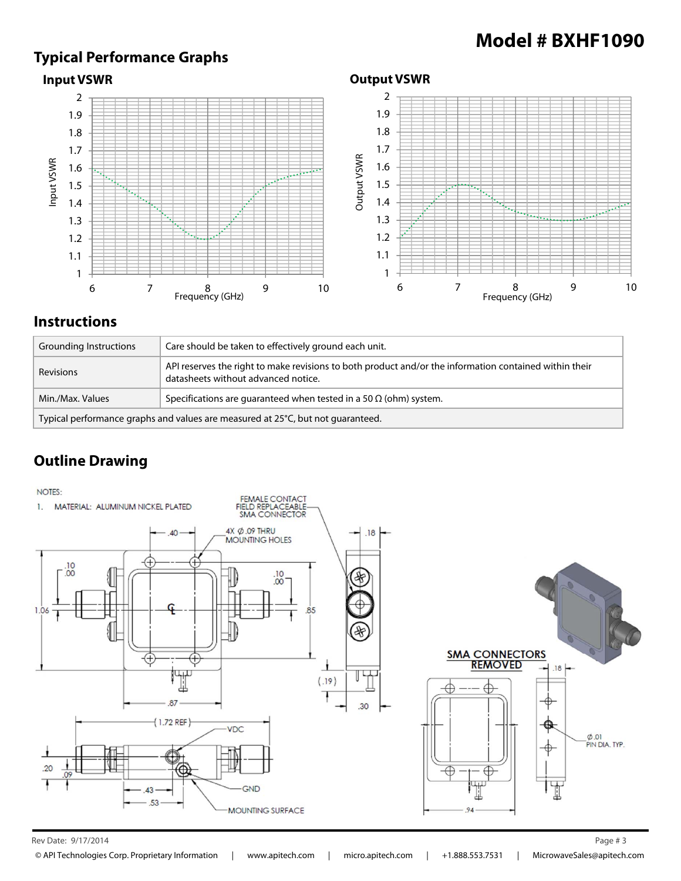# Model # BXHF1090

## Typical Performance Graphs

### Input VSWR

Input VSWR

2
1.9
1.8
1.7
1.6
1.5
1.4
1.3
1.2
1.1
1

6 7 8 9 10

Frequency (GHz)

### Output VSWR

Output VSWR

2
1.9
1.8
1.7
1.6
1.5
1.4
1.3
1.2
1.1
1

6 7 8 9 10

Frequency (GHz)

## Instructions

| | |
|---|---|
| Grounding Instructions | Care should be taken to effectively ground each unit. |
| Revisions | API reserves the right to make revisions to both product and/or the information contained within their datasheets without advanced notice. |
| Min./Max. Values | Specifications are guaranteed when tested in a 50 Ω (ohm) system. |
| Typical performance graphs and values are measured at 25°C, but not guaranteed. | |

## Outline Drawing

NOTES:

1. MATERIAL: ALUMINUM NICKEL PLATED

FEMALE CONTACT FIELD REPLACEABLE SMA CONNECTOR

4X Ø .09 THRU MOUNTING HOLES

.40
.18
.10
.00
.10
.00
1.06
.85
(.19)
.87
.30
(1.72 REF)
VDC
.20
.09
.43
.53
GND
MOUNTING SURFACE

SMA CONNECTORS REMOVED

.18
Ø.01
PIN DIA. TYP.
.94